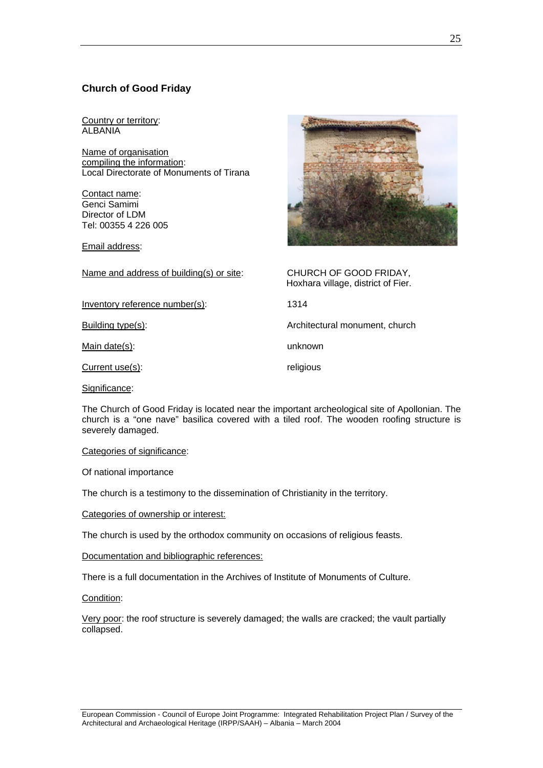## Church of Good Friday

Country or territory:
ALBANIA

Name of organisation compiling the information:
Local Directorate of Monuments of Tirana

Contact name:
Genci Samimi
Director of LDM
Tel: 00355 4 226 005

Email address:

Name and address of building(s) or site: CHURCH OF GOOD FRIDAY, Hoxhara village, district of Fier.

Inventory reference number(s): 1314

Building type(s): Architectural monument, church

Main date(s): unknown

Current use(s): religious

Significance:

The Church of Good Friday is located near the important archeological site of Apollonian. The church is a "one nave" basilica covered with a tiled roof. The wooden roofing structure is severely damaged.

Categories of significance:

Of national importance

The church is a testimony to the dissemination of Christianity in the territory.

Categories of ownership or interest:

The church is used by the orthodox community on occasions of religious feasts.

Documentation and bibliographic references:

There is a full documentation in the Archives of Institute of Monuments of Culture.

Condition:

Very poor: the roof structure is severely damaged; the walls are cracked; the vault partially collapsed.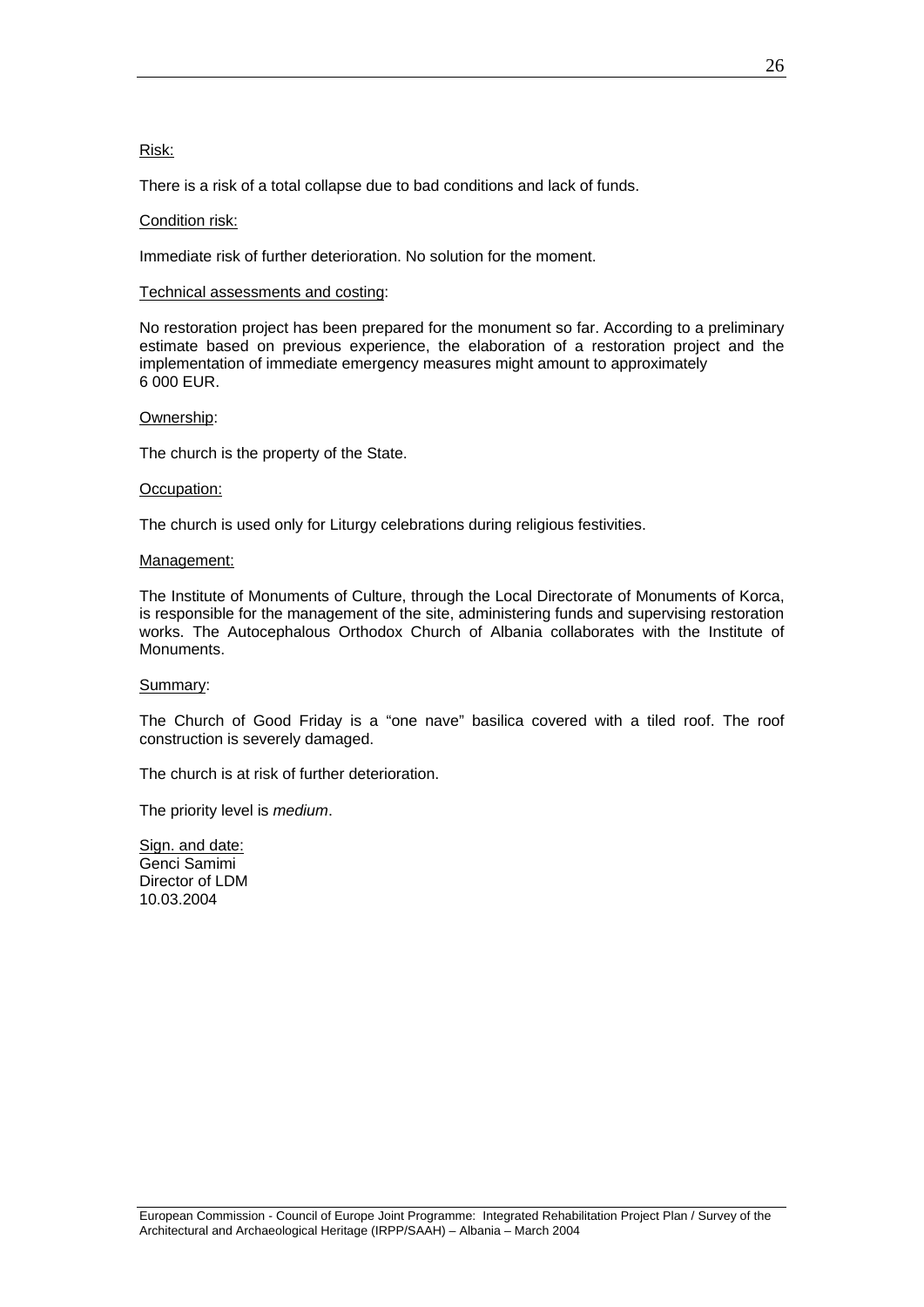<u>Risk:</u>

There is a risk of a total collapse due to bad conditions and lack of funds.

<u>Condition risk:</u>

Immediate risk of further deterioration. No solution for the moment.

<u>Technical assessments and costing</u>:

No restoration project has been prepared for the monument so far. According to a preliminary estimate based on previous experience, the elaboration of a restoration project and the implementation of immediate emergency measures might amount to approximately 6 000 EUR.

<u>Ownership</u>:

The church is the property of the State.

<u>Occupation:</u>

The church is used only for Liturgy celebrations during religious festivities.

<u>Management:</u>

The Institute of Monuments of Culture, through the Local Directorate of Monuments of Korca, is responsible for the management of the site, administering funds and supervising restoration works. The Autocephalous Orthodox Church of Albania collaborates with the Institute of Monuments.

<u>Summary</u>:

The Church of Good Friday is a "one nave" basilica covered with a tiled roof. The roof construction is severely damaged.

The church is at risk of further deterioration.

The priority level is *medium*.

<u>Sign. and date:</u>
Genci Samimi
Director of LDM
10.03.2004